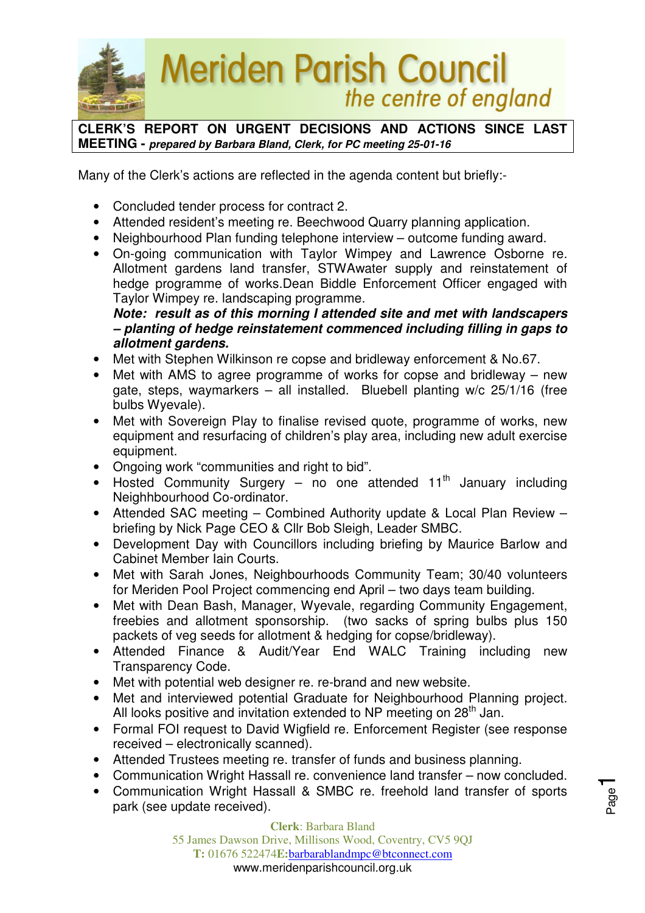# Meriden Parish Council

*the centre of england*

**CLERK'S REPORT ON URGENT DECISIONS AND ACTIONS SINCE LAST MEETING -** ***prepared by Barbara Bland, Clerk, for PC meeting 25-01-16***

Many of the Clerk's actions are reflected in the agenda content but briefly:-

- Concluded tender process for contract 2.
- Attended resident's meeting re. Beechwood Quarry planning application.
- Neighbourhood Plan funding telephone interview – outcome funding award.
- On-going communication with Taylor Wimpey and Lawrence Osborne re. Allotment gardens land transfer, STWAwater supply and reinstatement of hedge programme of works.Dean Biddle Enforcement Officer engaged with Taylor Wimpey re. landscaping programme.
  ***Note: result as of this morning I attended site and met with landscapers – planting of hedge reinstatement commenced including filling in gaps to allotment gardens.***
- Met with Stephen Wilkinson re copse and bridleway enforcement & No.67.
- Met with AMS to agree programme of works for copse and bridleway – new gate, steps, waymarkers – all installed. Bluebell planting w/c 25/1/16 (free bulbs Wyevale).
- Met with Sovereign Play to finalise revised quote, programme of works, new equipment and resurfacing of children's play area, including new adult exercise equipment.
- Ongoing work "communities and right to bid".
- Hosted Community Surgery – no one attended 11th January including Neighhbourhood Co-ordinator.
- Attended SAC meeting – Combined Authority update & Local Plan Review – briefing by Nick Page CEO & Cllr Bob Sleigh, Leader SMBC.
- Development Day with Councillors including briefing by Maurice Barlow and Cabinet Member Iain Courts.
- Met with Sarah Jones, Neighbourhoods Community Team; 30/40 volunteers for Meriden Pool Project commencing end April – two days team building.
- Met with Dean Bash, Manager, Wyevale, regarding Community Engagement, freebies and allotment sponsorship. (two sacks of spring bulbs plus 150 packets of veg seeds for allotment & hedging for copse/bridleway).
- Attended Finance & Audit/Year End WALC Training including new Transparency Code.
- Met with potential web designer re. re-brand and new website.
- Met and interviewed potential Graduate for Neighbourhood Planning project. All looks positive and invitation extended to NP meeting on 28th Jan.
- Formal FOI request to David Wigfield re. Enforcement Register (see response received – electronically scanned).
- Attended Trustees meeting re. transfer of funds and business planning.
- Communication Wright Hassall re. convenience land transfer – now concluded.
- Communication Wright Hassall & SMBC re. freehold land transfer of sports park (see update received).

**Clerk**: Barbara Bland
55 James Dawson Drive, Millisons Wood, Coventry, CV5 9QJ
**T:** 01676 522474**E:**barbarablandmpc@btconnect.com
www.meridenparishcouncil.org.uk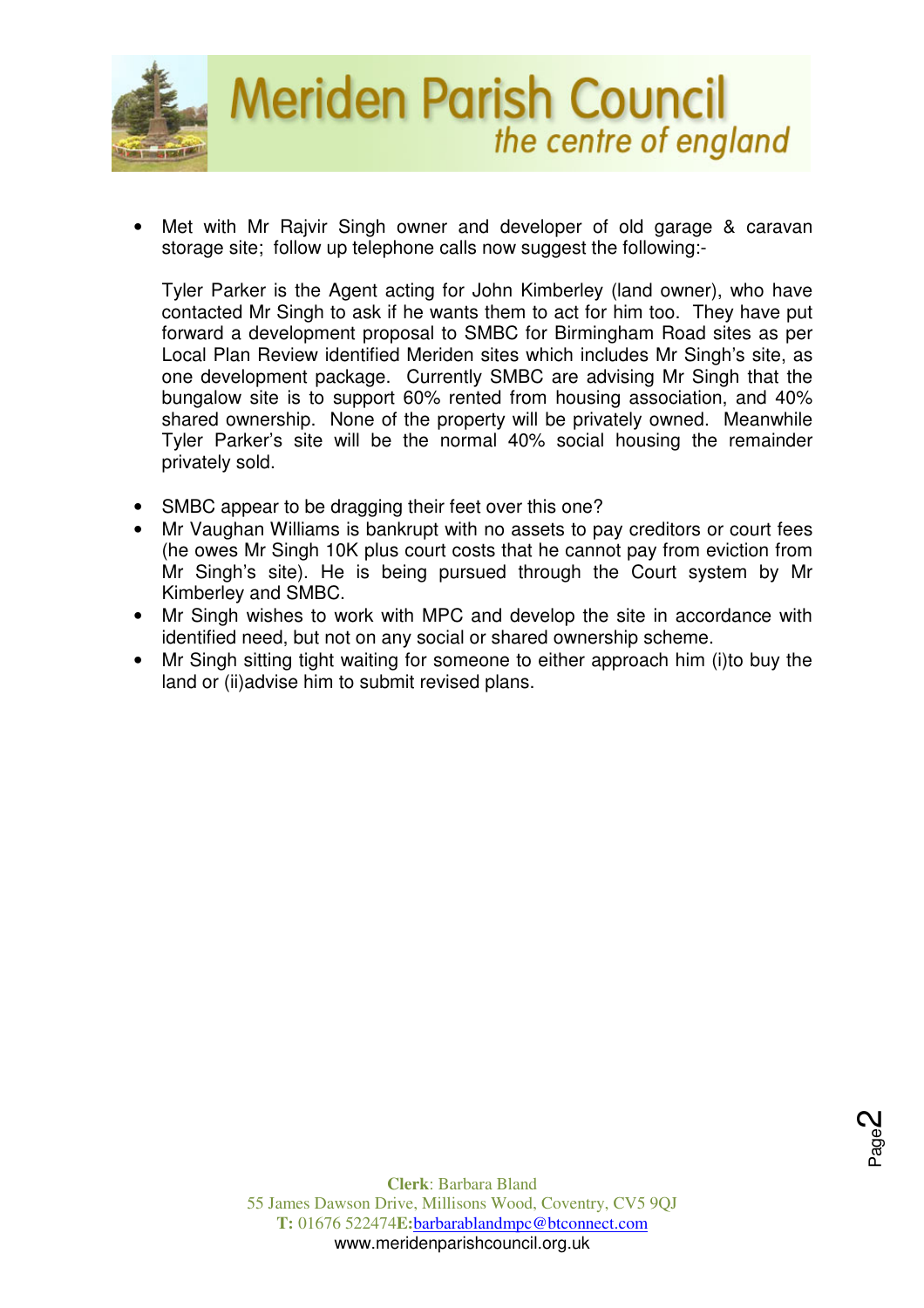- Met with Mr Rajvir Singh owner and developer of old garage & caravan storage site; follow up telephone calls now suggest the following:-

  Tyler Parker is the Agent acting for John Kimberley (land owner), who have contacted Mr Singh to ask if he wants them to act for him too. They have put forward a development proposal to SMBC for Birmingham Road sites as per Local Plan Review identified Meriden sites which includes Mr Singh's site, as one development package. Currently SMBC are advising Mr Singh that the bungalow site is to support 60% rented from housing association, and 40% shared ownership. None of the property will be privately owned. Meanwhile Tyler Parker's site will be the normal 40% social housing the remainder privately sold.

- SMBC appear to be dragging their feet over this one?
- Mr Vaughan Williams is bankrupt with no assets to pay creditors or court fees (he owes Mr Singh 10K plus court costs that he cannot pay from eviction from Mr Singh's site). He is being pursued through the Court system by Mr Kimberley and SMBC.
- Mr Singh wishes to work with MPC and develop the site in accordance with identified need, but not on any social or shared ownership scheme.
- Mr Singh sitting tight waiting for someone to either approach him (i)to buy the land or (ii)advise him to submit revised plans.